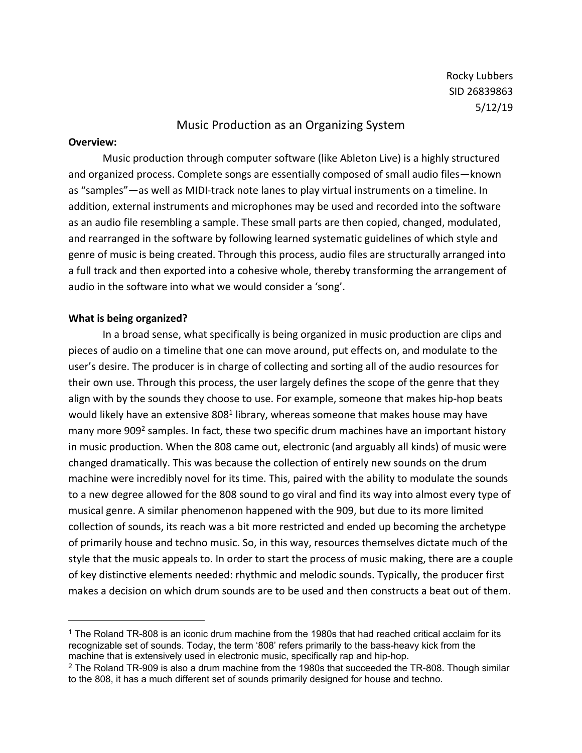Rocky Lubbers
SID 26839863
5/12/19

# Music Production as an Organizing System

**Overview:**

Music production through computer software (like Ableton Live) is a highly structured and organized process. Complete songs are essentially composed of small audio files—known as "samples"—as well as MIDI-track note lanes to play virtual instruments on a timeline. In addition, external instruments and microphones may be used and recorded into the software as an audio file resembling a sample. These small parts are then copied, changed, modulated, and rearranged in the software by following learned systematic guidelines of which style and genre of music is being created. Through this process, audio files are structurally arranged into a full track and then exported into a cohesive whole, thereby transforming the arrangement of audio in the software into what we would consider a 'song'.

**What is being organized?**

In a broad sense, what specifically is being organized in music production are clips and pieces of audio on a timeline that one can move around, put effects on, and modulate to the user's desire. The producer is in charge of collecting and sorting all of the audio resources for their own use. Through this process, the user largely defines the scope of the genre that they align with by the sounds they choose to use. For example, someone that makes hip-hop beats would likely have an extensive 808[1] library, whereas someone that makes house may have many more 909[2] samples. In fact, these two specific drum machines have an important history in music production. When the 808 came out, electronic (and arguably all kinds) of music were changed dramatically. This was because the collection of entirely new sounds on the drum machine were incredibly novel for its time. This, paired with the ability to modulate the sounds to a new degree allowed for the 808 sound to go viral and find its way into almost every type of musical genre. A similar phenomenon happened with the 909, but due to its more limited collection of sounds, its reach was a bit more restricted and ended up becoming the archetype of primarily house and techno music. So, in this way, resources themselves dictate much of the style that the music appeals to. In order to start the process of music making, there are a couple of key distinctive elements needed: rhythmic and melodic sounds. Typically, the producer first makes a decision on which drum sounds are to be used and then constructs a beat out of them.

---

[1] The Roland TR-808 is an iconic drum machine from the 1980s that had reached critical acclaim for its recognizable set of sounds. Today, the term '808' refers primarily to the bass-heavy kick from the machine that is extensively used in electronic music, specifically rap and hip-hop.

[2] The Roland TR-909 is also a drum machine from the 1980s that succeeded the TR-808. Though similar to the 808, it has a much different set of sounds primarily designed for house and techno.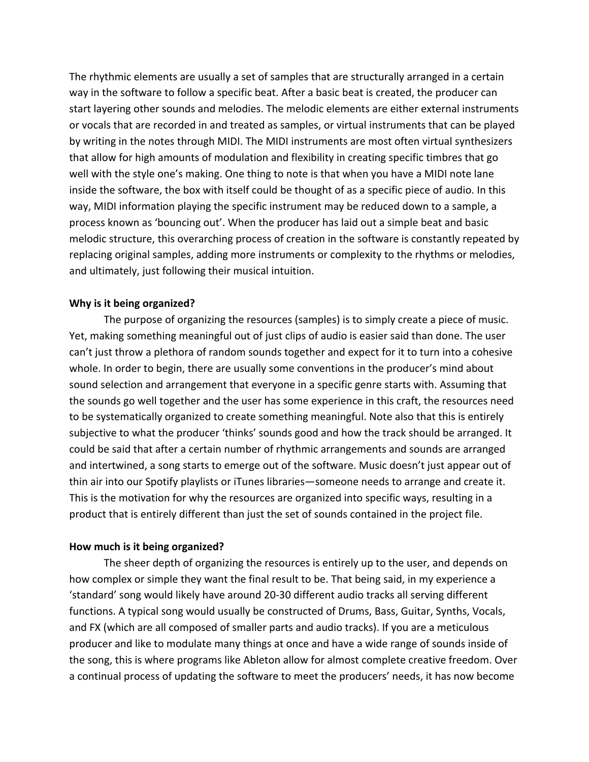The rhythmic elements are usually a set of samples that are structurally arranged in a certain way in the software to follow a specific beat. After a basic beat is created, the producer can start layering other sounds and melodies. The melodic elements are either external instruments or vocals that are recorded in and treated as samples, or virtual instruments that can be played by writing in the notes through MIDI. The MIDI instruments are most often virtual synthesizers that allow for high amounts of modulation and flexibility in creating specific timbres that go well with the style one's making. One thing to note is that when you have a MIDI note lane inside the software, the box with itself could be thought of as a specific piece of audio. In this way, MIDI information playing the specific instrument may be reduced down to a sample, a process known as 'bouncing out'. When the producer has laid out a simple beat and basic melodic structure, this overarching process of creation in the software is constantly repeated by replacing original samples, adding more instruments or complexity to the rhythms or melodies, and ultimately, just following their musical intuition.

**Why is it being organized?**

The purpose of organizing the resources (samples) is to simply create a piece of music. Yet, making something meaningful out of just clips of audio is easier said than done. The user can't just throw a plethora of random sounds together and expect for it to turn into a cohesive whole. In order to begin, there are usually some conventions in the producer's mind about sound selection and arrangement that everyone in a specific genre starts with. Assuming that the sounds go well together and the user has some experience in this craft, the resources need to be systematically organized to create something meaningful. Note also that this is entirely subjective to what the producer 'thinks' sounds good and how the track should be arranged. It could be said that after a certain number of rhythmic arrangements and sounds are arranged and intertwined, a song starts to emerge out of the software. Music doesn't just appear out of thin air into our Spotify playlists or iTunes libraries—someone needs to arrange and create it. This is the motivation for why the resources are organized into specific ways, resulting in a product that is entirely different than just the set of sounds contained in the project file.

**How much is it being organized?**

The sheer depth of organizing the resources is entirely up to the user, and depends on how complex or simple they want the final result to be. That being said, in my experience a 'standard' song would likely have around 20-30 different audio tracks all serving different functions. A typical song would usually be constructed of Drums, Bass, Guitar, Synths, Vocals, and FX (which are all composed of smaller parts and audio tracks). If you are a meticulous producer and like to modulate many things at once and have a wide range of sounds inside of the song, this is where programs like Ableton allow for almost complete creative freedom. Over a continual process of updating the software to meet the producers' needs, it has now become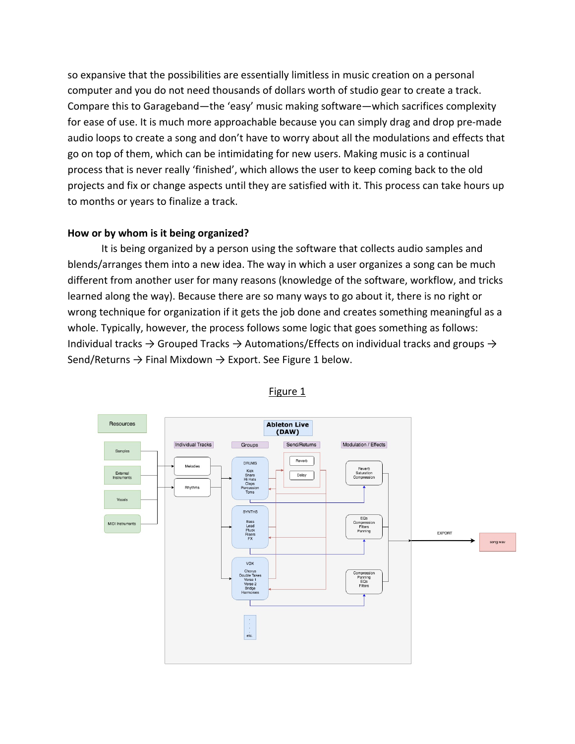so expansive that the possibilities are essentially limitless in music creation on a personal computer and you do not need thousands of dollars worth of studio gear to create a track. Compare this to Garageband—the 'easy' music making software—which sacrifices complexity for ease of use. It is much more approachable because you can simply drag and drop pre-made audio loops to create a song and don't have to worry about all the modulations and effects that go on top of them, which can be intimidating for new users. Making music is a continual process that is never really 'finished', which allows the user to keep coming back to the old projects and fix or change aspects until they are satisfied with it. This process can take hours up to months or years to finalize a track.

**How or by whom is it being organized?**

It is being organized by a person using the software that collects audio samples and blends/arranges them into a new idea. The way in which a user organizes a song can be much different from another user for many reasons (knowledge of the software, workflow, and tricks learned along the way). Because there are so many ways to go about it, there is no right or wrong technique for organization if it gets the job done and creates something meaningful as a whole. Typically, however, the process follows some logic that goes something as follows: Individual tracks → Grouped Tracks → Automations/Effects on individual tracks and groups → Send/Returns → Final Mixdown → Export. See Figure 1 below.

Figure 1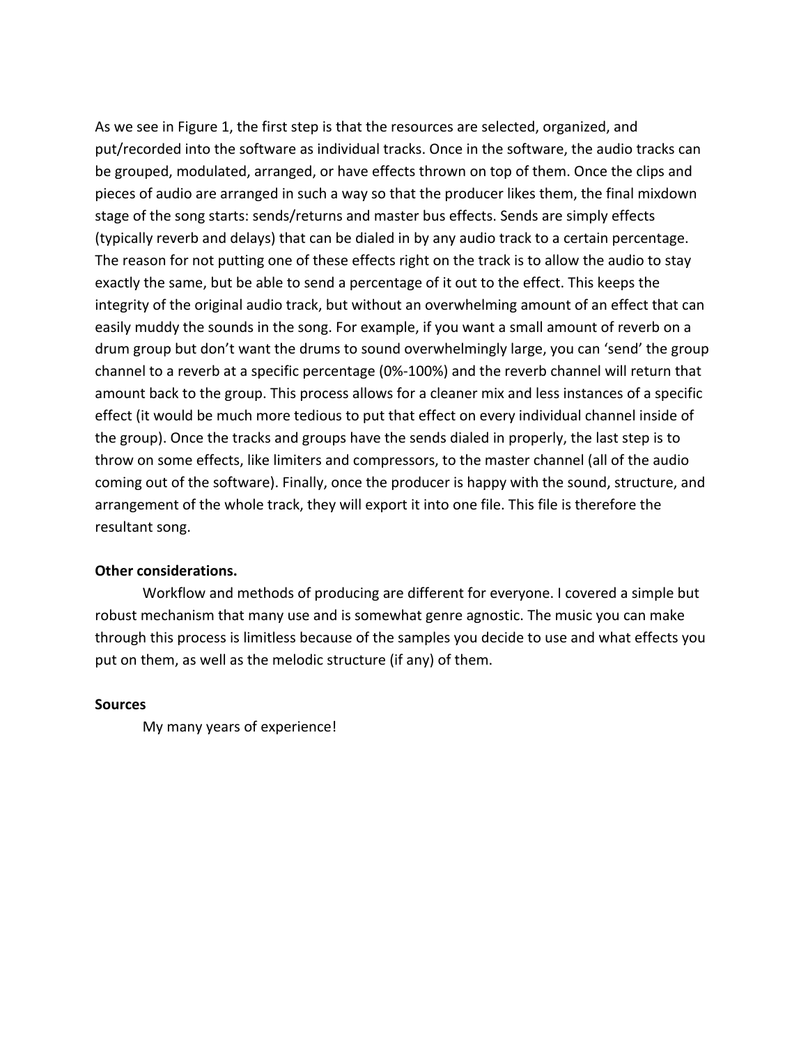As we see in Figure 1, the first step is that the resources are selected, organized, and put/recorded into the software as individual tracks. Once in the software, the audio tracks can be grouped, modulated, arranged, or have effects thrown on top of them. Once the clips and pieces of audio are arranged in such a way so that the producer likes them, the final mixdown stage of the song starts: sends/returns and master bus effects. Sends are simply effects (typically reverb and delays) that can be dialed in by any audio track to a certain percentage. The reason for not putting one of these effects right on the track is to allow the audio to stay exactly the same, but be able to send a percentage of it out to the effect. This keeps the integrity of the original audio track, but without an overwhelming amount of an effect that can easily muddy the sounds in the song. For example, if you want a small amount of reverb on a drum group but don't want the drums to sound overwhelmingly large, you can 'send' the group channel to a reverb at a specific percentage (0%-100%) and the reverb channel will return that amount back to the group. This process allows for a cleaner mix and less instances of a specific effect (it would be much more tedious to put that effect on every individual channel inside of the group). Once the tracks and groups have the sends dialed in properly, the last step is to throw on some effects, like limiters and compressors, to the master channel (all of the audio coming out of the software). Finally, once the producer is happy with the sound, structure, and arrangement of the whole track, they will export it into one file. This file is therefore the resultant song.

**Other considerations.**

Workflow and methods of producing are different for everyone. I covered a simple but robust mechanism that many use and is somewhat genre agnostic. The music you can make through this process is limitless because of the samples you decide to use and what effects you put on them, as well as the melodic structure (if any) of them.

**Sources**

My many years of experience!